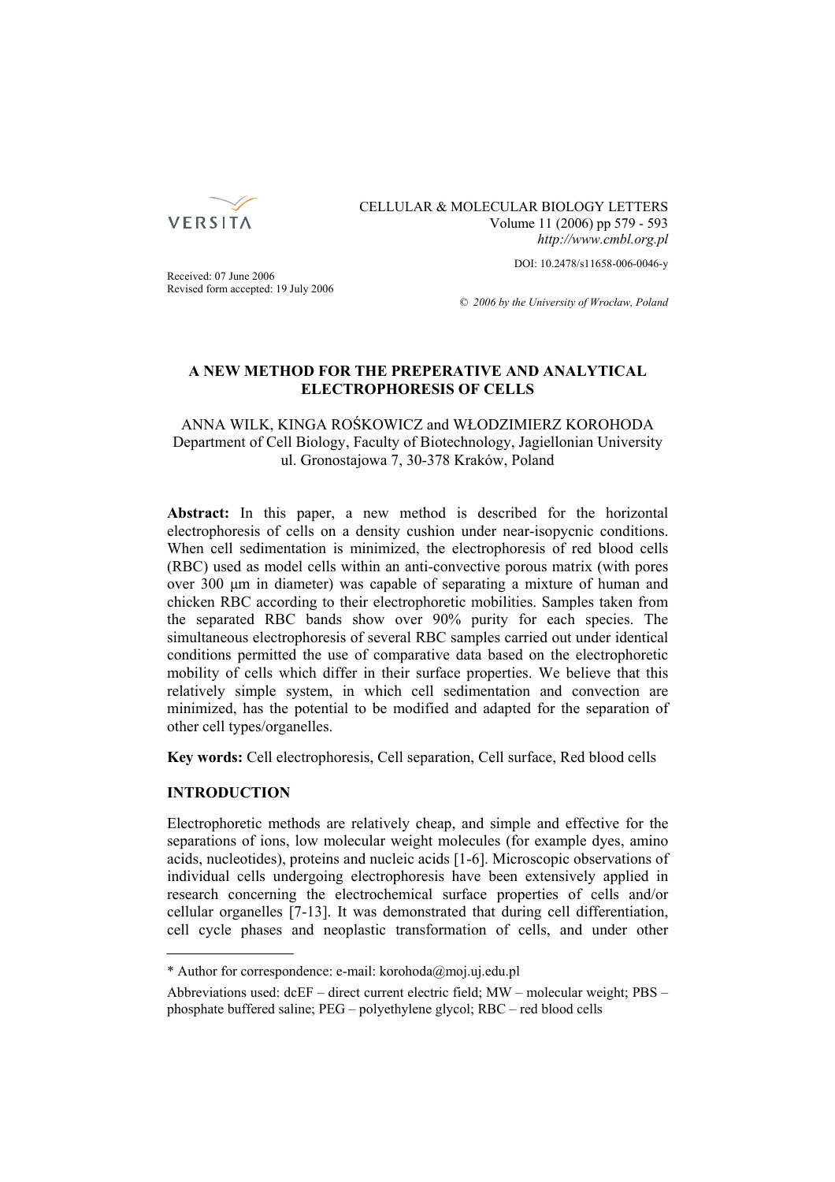CELLULAR & MOLECULAR BIOLOGY LETTERS
Volume 11 (2006) pp 579 - 593
*http://www.cmbl.org.pl*

DOI: 10.2478/s11658-006-0046-y

Received: 07 June 2006
Revised form accepted: 19 July 2006

*© 2006 by the University of Wrocław, Poland*

# A NEW METHOD FOR THE PREPERATIVE AND ANALYTICAL ELECTROPHORESIS OF CELLS

ANNA WILK, KINGA ROŚKOWICZ and WŁODZIMIERZ KOROHODA
Department of Cell Biology, Faculty of Biotechnology, Jagiellonian University
ul. Gronostajowa 7, 30-378 Kraków, Poland

**Abstract:** In this paper, a new method is described for the horizontal electrophoresis of cells on a density cushion under near-isopycnic conditions. When cell sedimentation is minimized, the electrophoresis of red blood cells (RBC) used as model cells within an anti-convective porous matrix (with pores over 300 μm in diameter) was capable of separating a mixture of human and chicken RBC according to their electrophoretic mobilities. Samples taken from the separated RBC bands show over 90% purity for each species. The simultaneous electrophoresis of several RBC samples carried out under identical conditions permitted the use of comparative data based on the electrophoretic mobility of cells which differ in their surface properties. We believe that this relatively simple system, in which cell sedimentation and convection are minimized, has the potential to be modified and adapted for the separation of other cell types/organelles.

**Key words:** Cell electrophoresis, Cell separation, Cell surface, Red blood cells

## INTRODUCTION

Electrophoretic methods are relatively cheap, and simple and effective for the separations of ions, low molecular weight molecules (for example dyes, amino acids, nucleotides), proteins and nucleic acids [1-6]. Microscopic observations of individual cells undergoing electrophoresis have been extensively applied in research concerning the electrochemical surface properties of cells and/or cellular organelles [7-13]. It was demonstrated that during cell differentiation, cell cycle phases and neoplastic transformation of cells, and under other

---

\* Author for correspondence: e-mail: korohoda@moj.uj.edu.pl

Abbreviations used: dcEF – direct current electric field; MW – molecular weight; PBS – phosphate buffered saline; PEG – polyethylene glycol; RBC – red blood cells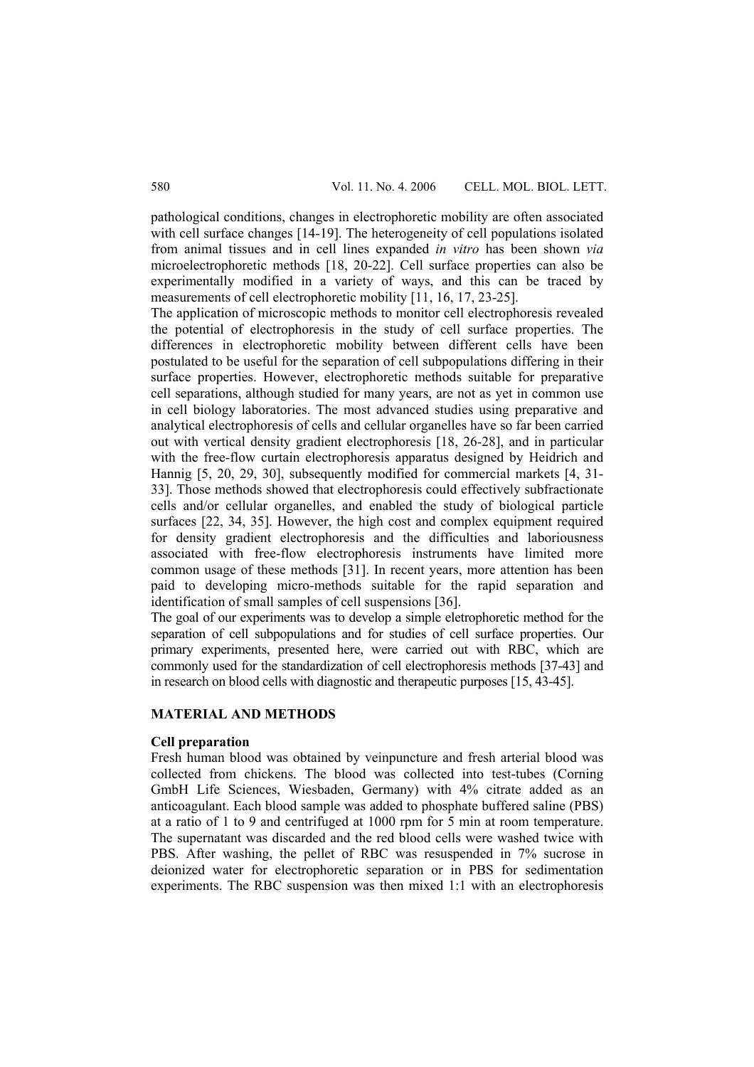pathological conditions, changes in electrophoretic mobility are often associated with cell surface changes [14-19]. The heterogeneity of cell populations isolated from animal tissues and in cell lines expanded *in vitro* has been shown *via* microelectrophoretic methods [18, 20-22]. Cell surface properties can also be experimentally modified in a variety of ways, and this can be traced by measurements of cell electrophoretic mobility [11, 16, 17, 23-25].

The application of microscopic methods to monitor cell electrophoresis revealed the potential of electrophoresis in the study of cell surface properties. The differences in electrophoretic mobility between different cells have been postulated to be useful for the separation of cell subpopulations differing in their surface properties. However, electrophoretic methods suitable for preparative cell separations, although studied for many years, are not as yet in common use in cell biology laboratories. The most advanced studies using preparative and analytical electrophoresis of cells and cellular organelles have so far been carried out with vertical density gradient electrophoresis [18, 26-28], and in particular with the free-flow curtain electrophoresis apparatus designed by Heidrich and Hannig [5, 20, 29, 30], subsequently modified for commercial markets [4, 31-33]. Those methods showed that electrophoresis could effectively subfractionate cells and/or cellular organelles, and enabled the study of biological particle surfaces [22, 34, 35]. However, the high cost and complex equipment required for density gradient electrophoresis and the difficulties and laboriousness associated with free-flow electrophoresis instruments have limited more common usage of these methods [31]. In recent years, more attention has been paid to developing micro-methods suitable for the rapid separation and identification of small samples of cell suspensions [36].

The goal of our experiments was to develop a simple eletrophoretic method for the separation of cell subpopulations and for studies of cell surface properties. Our primary experiments, presented here, were carried out with RBC, which are commonly used for the standardization of cell electrophoresis methods [37-43] and in research on blood cells with diagnostic and therapeutic purposes [15, 43-45].

## MATERIAL AND METHODS

### Cell preparation

Fresh human blood was obtained by veinpuncture and fresh arterial blood was collected from chickens. The blood was collected into test-tubes (Corning GmbH Life Sciences, Wiesbaden, Germany) with 4% citrate added as an anticoagulant. Each blood sample was added to phosphate buffered saline (PBS) at a ratio of 1 to 9 and centrifuged at 1000 rpm for 5 min at room temperature. The supernatant was discarded and the red blood cells were washed twice with PBS. After washing, the pellet of RBC was resuspended in 7% sucrose in deionized water for electrophoretic separation or in PBS for sedimentation experiments. The RBC suspension was then mixed 1:1 with an electrophoresis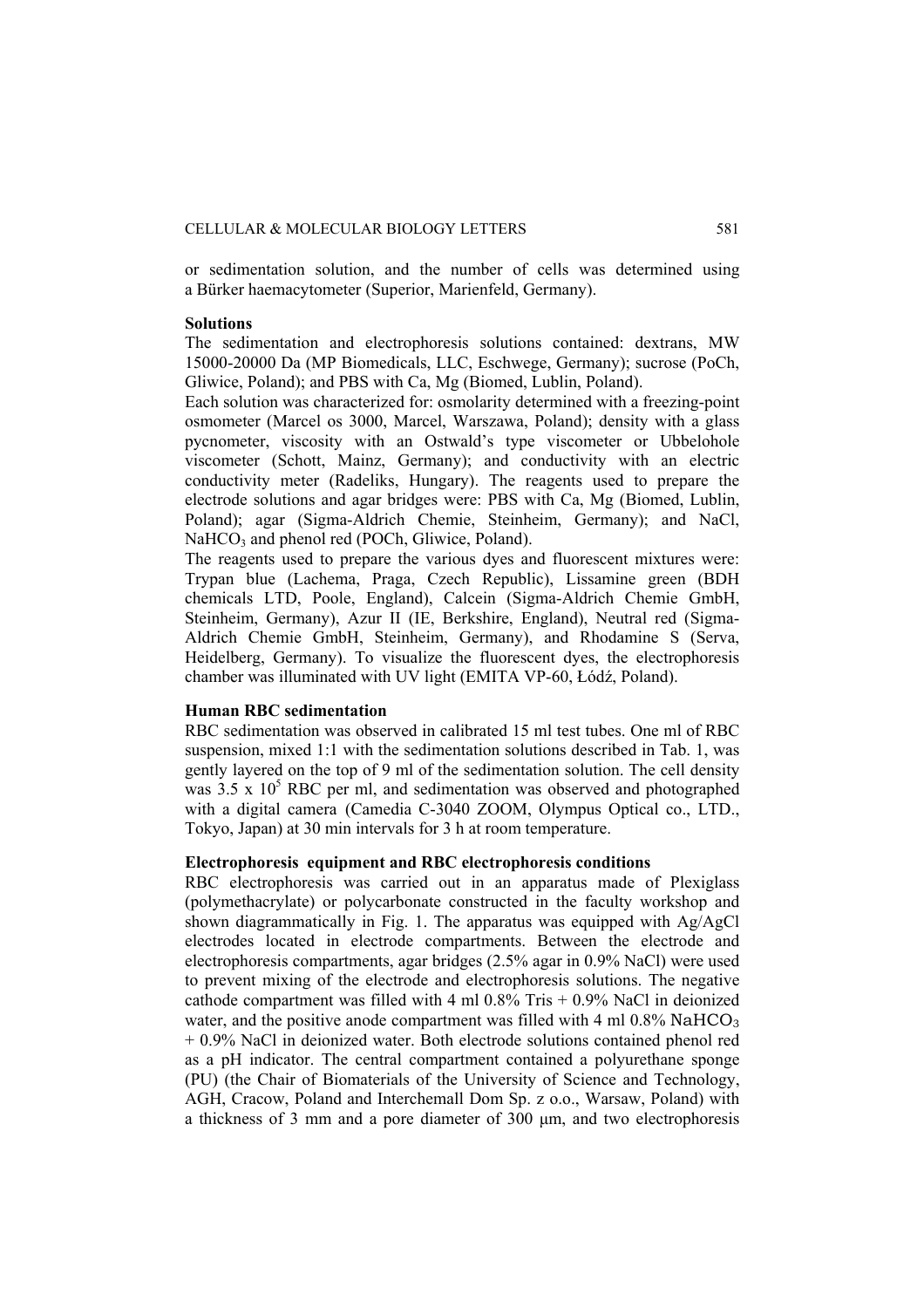or sedimentation solution, and the number of cells was determined using a Bürker haemacytometer (Superior, Marienfeld, Germany).

**Solutions**

The sedimentation and electrophoresis solutions contained: dextrans, MW 15000-20000 Da (MP Biomedicals, LLC, Eschwege, Germany); sucrose (PoCh, Gliwice, Poland); and PBS with Ca, Mg (Biomed, Lublin, Poland).

Each solution was characterized for: osmolarity determined with a freezing-point osmometer (Marcel os 3000, Marcel, Warszawa, Poland); density with a glass pycnometer, viscosity with an Ostwald's type viscometer or Ubbelohole viscometer (Schott, Mainz, Germany); and conductivity with an electric conductivity meter (Radeliks, Hungary). The reagents used to prepare the electrode solutions and agar bridges were: PBS with Ca, Mg (Biomed, Lublin, Poland); agar (Sigma-Aldrich Chemie, Steinheim, Germany); and NaCl, $NaHCO_3$ and phenol red (POCh, Gliwice, Poland).

The reagents used to prepare the various dyes and fluorescent mixtures were: Trypan blue (Lachema, Praga, Czech Republic), Lissamine green (BDH chemicals LTD, Poole, England), Calcein (Sigma-Aldrich Chemie GmbH, Steinheim, Germany), Azur II (IE, Berkshire, England), Neutral red (Sigma-Aldrich Chemie GmbH, Steinheim, Germany), and Rhodamine S (Serva, Heidelberg, Germany). To visualize the fluorescent dyes, the electrophoresis chamber was illuminated with UV light (EMITA VP-60, Łódź, Poland).

**Human RBC sedimentation**

RBC sedimentation was observed in calibrated 15 ml test tubes. One ml of RBC suspension, mixed 1:1 with the sedimentation solutions described in Tab. 1, was gently layered on the top of 9 ml of the sedimentation solution. The cell density was $3.5 \times 10^5$ RBC per ml, and sedimentation was observed and photographed with a digital camera (Camedia C-3040 ZOOM, Olympus Optical co., LTD., Tokyo, Japan) at 30 min intervals for 3 h at room temperature.

**Electrophoresis equipment and RBC electrophoresis conditions**

RBC electrophoresis was carried out in an apparatus made of Plexiglass (polymethacrylate) or polycarbonate constructed in the faculty workshop and shown diagrammatically in Fig. 1. The apparatus was equipped with Ag/AgCl electrodes located in electrode compartments. Between the electrode and electrophoresis compartments, agar bridges (2.5% agar in 0.9% NaCl) were used to prevent mixing of the electrode and electrophoresis solutions. The negative cathode compartment was filled with 4 ml 0.8% Tris + 0.9% NaCl in deionized water, and the positive anode compartment was filled with 4 ml 0.8% $NaHCO_3$ + 0.9% NaCl in deionized water. Both electrode solutions contained phenol red as a pH indicator. The central compartment contained a polyurethane sponge (PU) (the Chair of Biomaterials of the University of Science and Technology, AGH, Cracow, Poland and Interchemall Dom Sp. z o.o., Warsaw, Poland) with a thickness of 3 mm and a pore diameter of 300 μm, and two electrophoresis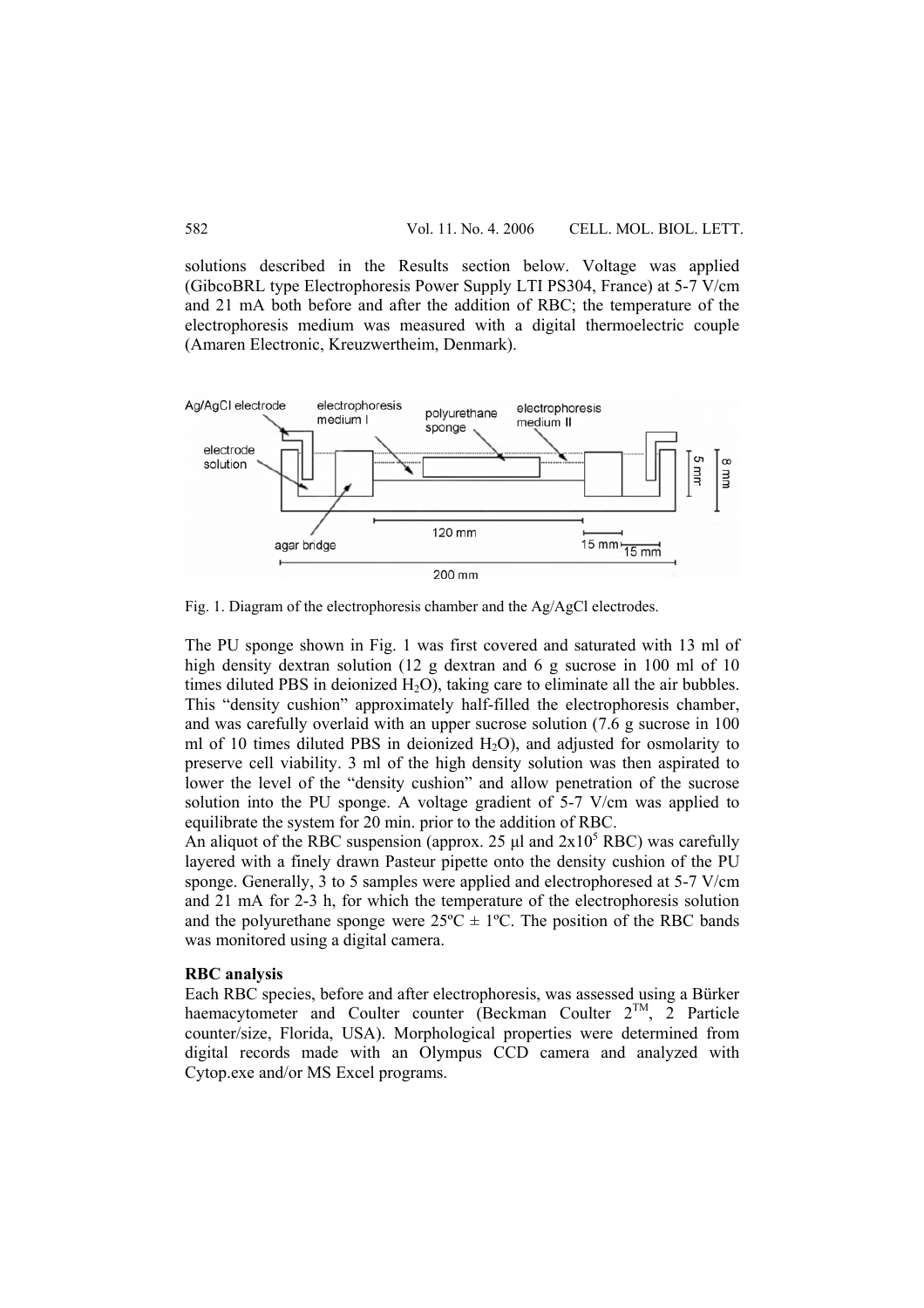solutions described in the Results section below. Voltage was applied (GibcoBRL type Electrophoresis Power Supply LTI PS304, France) at 5-7 V/cm and 21 mA both before and after the addition of RBC; the temperature of the electrophoresis medium was measured with a digital thermoelectric couple (Amaren Electronic, Kreuzwertheim, Denmark).

Fig. 1. Diagram of the electrophoresis chamber and the Ag/AgCl electrodes.

The PU sponge shown in Fig. 1 was first covered and saturated with 13 ml of high density dextran solution (12 g dextran and 6 g sucrose in 100 ml of 10 times diluted PBS in deionized $H_2O$), taking care to eliminate all the air bubbles. This "density cushion" approximately half-filled the electrophoresis chamber, and was carefully overlaid with an upper sucrose solution (7.6 g sucrose in 100 ml of 10 times diluted PBS in deionized $H_2O$), and adjusted for osmolarity to preserve cell viability. 3 ml of the high density solution was then aspirated to lower the level of the "density cushion" and allow penetration of the sucrose solution into the PU sponge. A voltage gradient of 5-7 V/cm was applied to equilibrate the system for 20 min. prior to the addition of RBC.

An aliquot of the RBC suspension (approx. 25 µl and $2x10^5$ RBC) was carefully layered with a finely drawn Pasteur pipette onto the density cushion of the PU sponge. Generally, 3 to 5 samples were applied and electrophoresed at 5-7 V/cm and 21 mA for 2-3 h, for which the temperature of the electrophoresis solution and the polyurethane sponge were 25ºC ± 1ºC. The position of the RBC bands was monitored using a digital camera.

**RBC analysis**

Each RBC species, before and after electrophoresis, was assessed using a Bürker haemacytometer and Coulter counter (Beckman Coulter 2[TM], 2 Particle counter/size, Florida, USA). Morphological properties were determined from digital records made with an Olympus CCD camera and analyzed with Cytop.exe and/or MS Excel programs.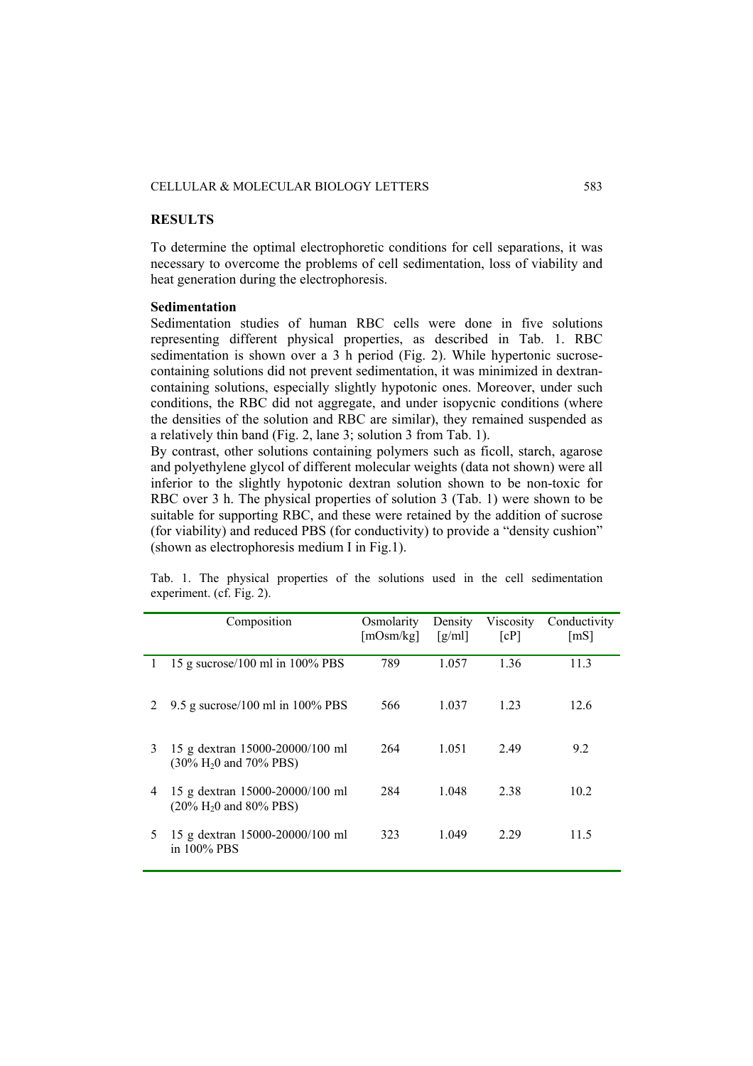## RESULTS

To determine the optimal electrophoretic conditions for cell separations, it was necessary to overcome the problems of cell sedimentation, loss of viability and heat generation during the electrophoresis.

### Sedimentation

Sedimentation studies of human RBC cells were done in five solutions representing different physical properties, as described in Tab. 1. RBC sedimentation is shown over a 3 h period (Fig. 2). While hypertonic sucrose-containing solutions did not prevent sedimentation, it was minimized in dextran-containing solutions, especially slightly hypotonic ones. Moreover, under such conditions, the RBC did not aggregate, and under isopycnic conditions (where the densities of the solution and RBC are similar), they remained suspended as a relatively thin band (Fig. 2, lane 3; solution 3 from Tab. 1).

By contrast, other solutions containing polymers such as ficoll, starch, agarose and polyethylene glycol of different molecular weights (data not shown) were all inferior to the slightly hypotonic dextran solution shown to be non-toxic for RBC over 3 h. The physical properties of solution 3 (Tab. 1) were shown to be suitable for supporting RBC, and these were retained by the addition of sucrose (for viability) and reduced PBS (for conductivity) to provide a "density cushion" (shown as electrophoresis medium I in Fig.1).

Tab. 1. The physical properties of the solutions used in the cell sedimentation experiment. (cf. Fig. 2).

| | Composition | Osmolarity [mOsm/kg] | Density [g/ml] | Viscosity [cP] | Conductivity [mS] |
|---|---|---|---|---|---|
| 1 | 15 g sucrose/100 ml in 100% PBS | 789 | 1.057 | 1.36 | 11.3 |
| 2 | 9.5 g sucrose/100 ml in 100% PBS | 566 | 1.037 | 1.23 | 12.6 |
| 3 | 15 g dextran 15000-20000/100 ml (30% $H_2O$ and 70% PBS) | 264 | 1.051 | 2.49 | 9.2 |
| 4 | 15 g dextran 15000-20000/100 ml (20% $H_2O$ and 80% PBS) | 284 | 1.048 | 2.38 | 10.2 |
| 5 | 15 g dextran 15000-20000/100 ml in 100% PBS | 323 | 1.049 | 2.29 | 11.5 |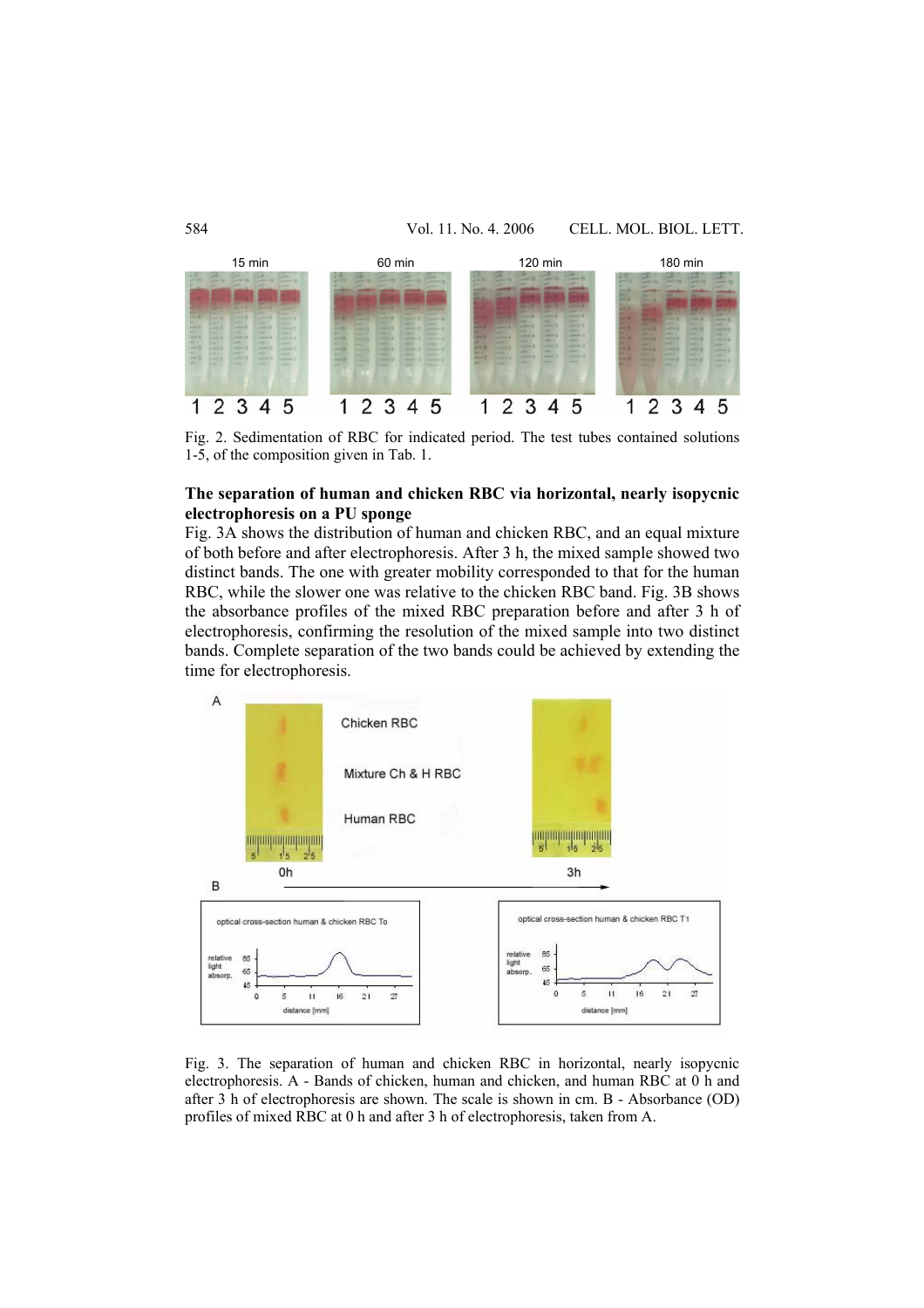Fig. 2. Sedimentation of RBC for indicated period. The test tubes contained solutions 1-5, of the composition given in Tab. 1.

**The separation of human and chicken RBC via horizontal, nearly isopycnic electrophoresis on a PU sponge**

Fig. 3A shows the distribution of human and chicken RBC, and an equal mixture of both before and after electrophoresis. After 3 h, the mixed sample showed two distinct bands. The one with greater mobility corresponded to that for the human RBC, while the slower one was relative to the chicken RBC band. Fig. 3B shows the absorbance profiles of the mixed RBC preparation before and after 3 h of electrophoresis, confirming the resolution of the mixed sample into two distinct bands. Complete separation of the two bands could be achieved by extending the time for electrophoresis.

Fig. 3. The separation of human and chicken RBC in horizontal, nearly isopycnic electrophoresis. A - Bands of chicken, human and chicken, and human RBC at 0 h and after 3 h of electrophoresis are shown. The scale is shown in cm. B - Absorbance (OD) profiles of mixed RBC at 0 h and after 3 h of electrophoresis, taken from A.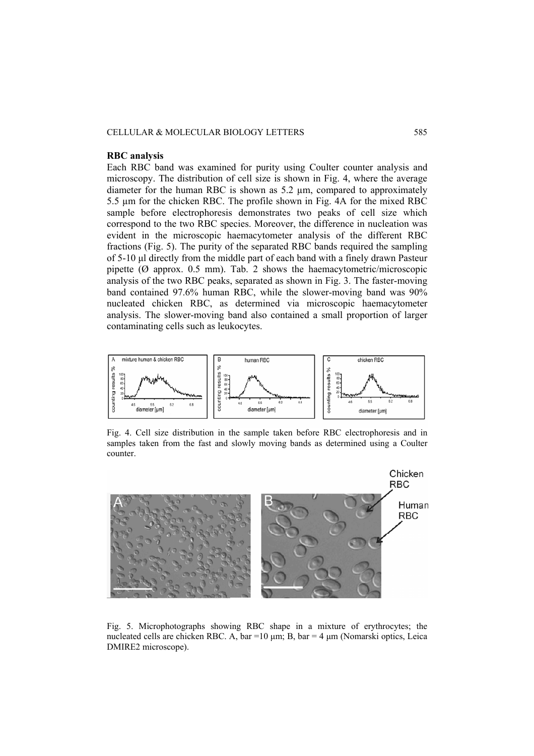**RBC analysis**

Each RBC band was examined for purity using Coulter counter analysis and microscopy. The distribution of cell size is shown in Fig. 4, where the average diameter for the human RBC is shown as 5.2 μm, compared to approximately 5.5 μm for the chicken RBC. The profile shown in Fig. 4A for the mixed RBC sample before electrophoresis demonstrates two peaks of cell size which correspond to the two RBC species. Moreover, the difference in nucleation was evident in the microscopic haemacytometer analysis of the different RBC fractions (Fig. 5). The purity of the separated RBC bands required the sampling of 5-10 μl directly from the middle part of each band with a finely drawn Pasteur pipette (Ø approx. 0.5 mm). Tab. 2 shows the haemacytometric/microscopic analysis of the two RBC peaks, separated as shown in Fig. 3. The faster-moving band contained 97.6% human RBC, while the slower-moving band was 90% nucleated chicken RBC, as determined via microscopic haemacytometer analysis. The slower-moving band also contained a small proportion of larger contaminating cells such as leukocytes.

Fig. 4. Cell size distribution in the sample taken before RBC electrophoresis and in samples taken from the fast and slowly moving bands as determined using a Coulter counter.

Fig. 5. Microphotographs showing RBC shape in a mixture of erythrocytes; the nucleated cells are chicken RBC. A, bar =10 μm; B, bar = 4 μm (Nomarski optics, Leica DMIRE2 microscope).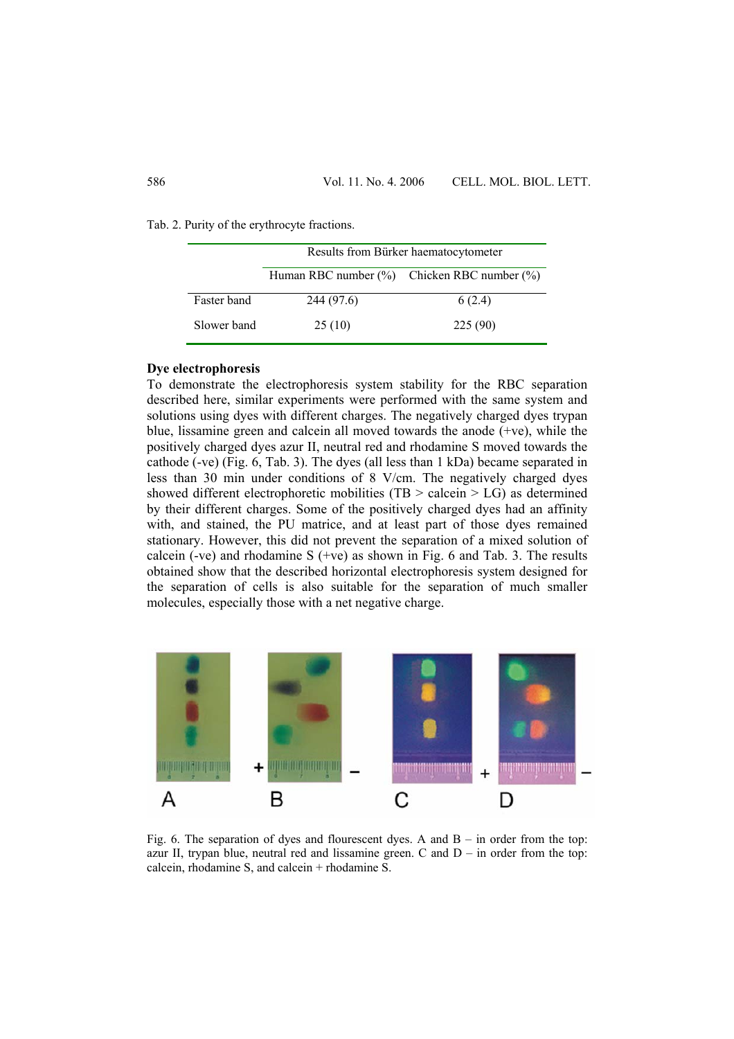Tab. 2. Purity of the erythrocyte fractions.

| | Results from Bürker haematocytometer | |
|---|---|---|
| | Human RBC number (%) | Chicken RBC number (%) |
| Faster band | 244 (97.6) | 6 (2.4) |
| Slower band | 25 (10) | 225 (90) |

### Dye electrophoresis

To demonstrate the electrophoresis system stability for the RBC separation described here, similar experiments were performed with the same system and solutions using dyes with different charges. The negatively charged dyes trypan blue, lissamine green and calcein all moved towards the anode (+ve), while the positively charged dyes azur II, neutral red and rhodamine S moved towards the cathode (-ve) (Fig. 6, Tab. 3). The dyes (all less than 1 kDa) became separated in less than 30 min under conditions of 8 V/cm. The negatively charged dyes showed different electrophoretic mobilities (TB > calcein > LG) as determined by their different charges. Some of the positively charged dyes had an affinity with, and stained, the PU matrice, and at least part of those dyes remained stationary. However, this did not prevent the separation of a mixed solution of calcein (-ve) and rhodamine S (+ve) as shown in Fig. 6 and Tab. 3. The results obtained show that the described horizontal electrophoresis system designed for the separation of cells is also suitable for the separation of much smaller molecules, especially those with a net negative charge.

Fig. 6. The separation of dyes and flourescent dyes. A and B – in order from the top: azur II, trypan blue, neutral red and lissamine green. C and D – in order from the top: calcein, rhodamine S, and calcein + rhodamine S.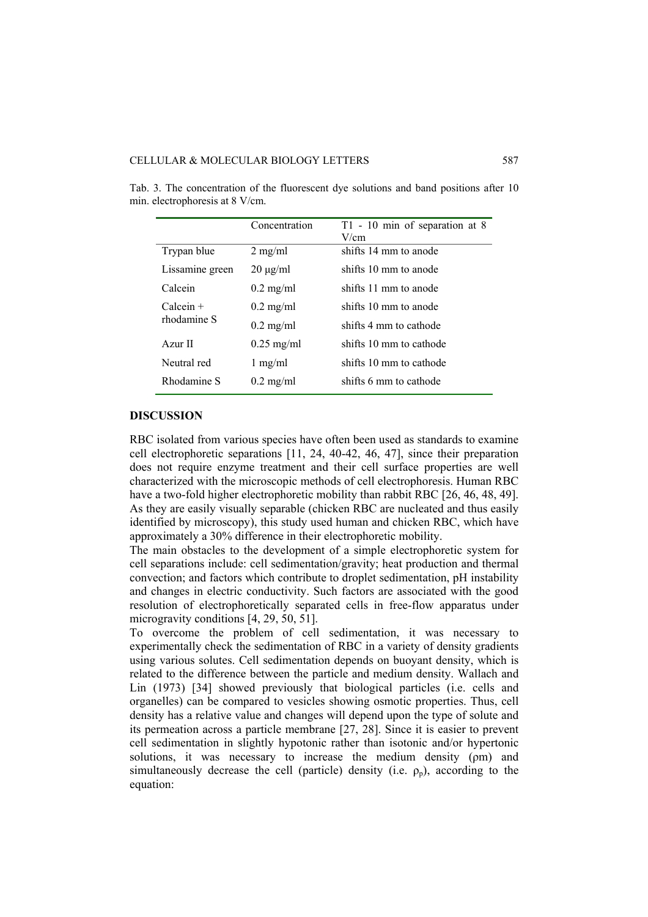Tab. 3. The concentration of the fluorescent dye solutions and band positions after 10 min. electrophoresis at 8 V/cm.

| | Concentration | T1 - 10 min of separation at 8 V/cm |
|---|---|---|
| Trypan blue | 2 mg/ml | shifts 14 mm to anode |
| Lissamine green | 20 μg/ml | shifts 10 mm to anode |
| Calcein | 0.2 mg/ml | shifts 11 mm to anode |
| Calcein + rhodamine S | 0.2 mg/ml | shifts 10 mm to anode |
| | 0.2 mg/ml | shifts 4 mm to cathode |
| Azur II | 0.25 mg/ml | shifts 10 mm to cathode |
| Neutral red | 1 mg/ml | shifts 10 mm to cathode |
| Rhodamine S | 0.2 mg/ml | shifts 6 mm to cathode |

## DISCUSSION

RBC isolated from various species have often been used as standards to examine cell electrophoretic separations [11, 24, 40-42, 46, 47], since their preparation does not require enzyme treatment and their cell surface properties are well characterized with the microscopic methods of cell electrophoresis. Human RBC have a two-fold higher electrophoretic mobility than rabbit RBC [26, 46, 48, 49]. As they are easily visually separable (chicken RBC are nucleated and thus easily identified by microscopy), this study used human and chicken RBC, which have approximately a 30% difference in their electrophoretic mobility.

The main obstacles to the development of a simple electrophoretic system for cell separations include: cell sedimentation/gravity; heat production and thermal convection; and factors which contribute to droplet sedimentation, pH instability and changes in electric conductivity. Such factors are associated with the good resolution of electrophoretically separated cells in free-flow apparatus under microgravity conditions [4, 29, 50, 51].

To overcome the problem of cell sedimentation, it was necessary to experimentally check the sedimentation of RBC in a variety of density gradients using various solutes. Cell sedimentation depends on buoyant density, which is related to the difference between the particle and medium density. Wallach and Lin (1973) [34] showed previously that biological particles (i.e. cells and organelles) can be compared to vesicles showing osmotic properties. Thus, cell density has a relative value and changes will depend upon the type of solute and its permeation across a particle membrane [27, 28]. Since it is easier to prevent cell sedimentation in slightly hypotonic rather than isotonic and/or hypertonic solutions, it was necessary to increase the medium density ($\rho m$) and simultaneously decrease the cell (particle) density (i.e. $\rho_p$), according to the equation: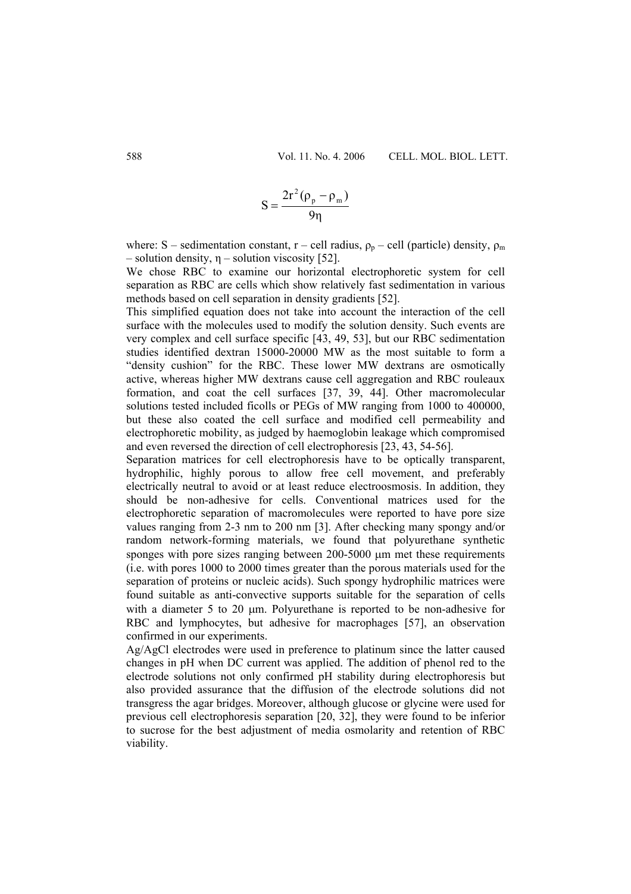$$S = \frac{2r^2(\rho_p - \rho_m)}{9\eta}$$

where: S – sedimentation constant, r – cell radius, $\rho_p$ – cell (particle) density, $\rho_m$ – solution density, $\eta$ – solution viscosity [52].

We chose RBC to examine our horizontal electrophoretic system for cell separation as RBC are cells which show relatively fast sedimentation in various methods based on cell separation in density gradients [52].

This simplified equation does not take into account the interaction of the cell surface with the molecules used to modify the solution density. Such events are very complex and cell surface specific [43, 49, 53], but our RBC sedimentation studies identified dextran 15000-20000 MW as the most suitable to form a "density cushion" for the RBC. These lower MW dextrans are osmotically active, whereas higher MW dextrans cause cell aggregation and RBC rouleaux formation, and coat the cell surfaces [37, 39, 44]. Other macromolecular solutions tested included ficolls or PEGs of MW ranging from 1000 to 400000, but these also coated the cell surface and modified cell permeability and electrophoretic mobility, as judged by haemoglobin leakage which compromised and even reversed the direction of cell electrophoresis [23, 43, 54-56].

Separation matrices for cell electrophoresis have to be optically transparent, hydrophilic, highly porous to allow free cell movement, and preferably electrically neutral to avoid or at least reduce electroosmosis. In addition, they should be non-adhesive for cells. Conventional matrices used for the electrophoretic separation of macromolecules were reported to have pore size values ranging from 2-3 nm to 200 nm [3]. After checking many spongy and/or random network-forming materials, we found that polyurethane synthetic sponges with pore sizes ranging between 200-5000 μm met these requirements (i.e. with pores 1000 to 2000 times greater than the porous materials used for the separation of proteins or nucleic acids). Such spongy hydrophilic matrices were found suitable as anti-convective supports suitable for the separation of cells with a diameter 5 to 20 μm. Polyurethane is reported to be non-adhesive for RBC and lymphocytes, but adhesive for macrophages [57], an observation confirmed in our experiments.

Ag/AgCl electrodes were used in preference to platinum since the latter caused changes in pH when DC current was applied. The addition of phenol red to the electrode solutions not only confirmed pH stability during electrophoresis but also provided assurance that the diffusion of the electrode solutions did not transgress the agar bridges. Moreover, although glucose or glycine were used for previous cell electrophoresis separation [20, 32], they were found to be inferior to sucrose for the best adjustment of media osmolarity and retention of RBC viability.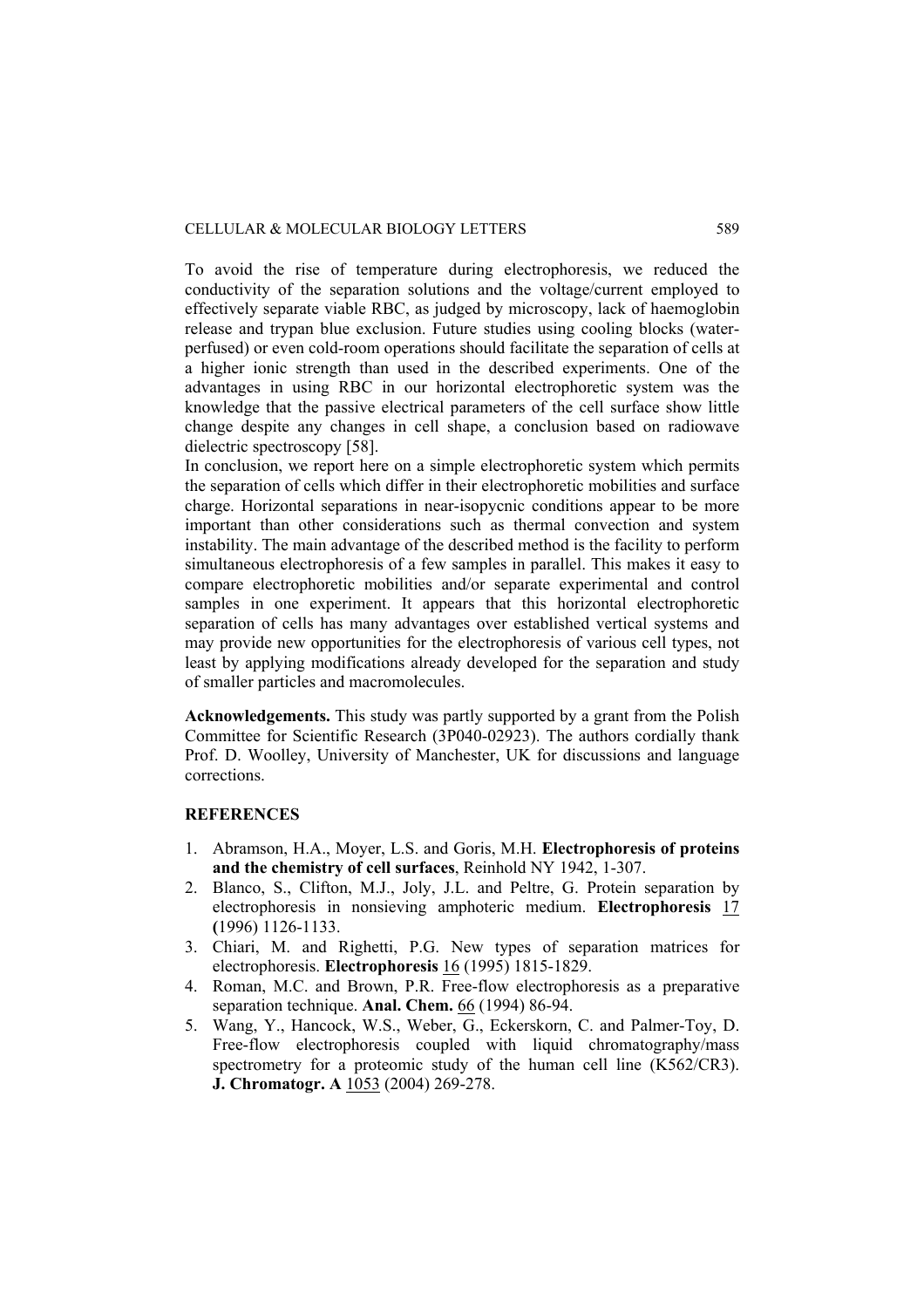To avoid the rise of temperature during electrophoresis, we reduced the conductivity of the separation solutions and the voltage/current employed to effectively separate viable RBC, as judged by microscopy, lack of haemoglobin release and trypan blue exclusion. Future studies using cooling blocks (water-perfused) or even cold-room operations should facilitate the separation of cells at a higher ionic strength than used in the described experiments. One of the advantages in using RBC in our horizontal electrophoretic system was the knowledge that the passive electrical parameters of the cell surface show little change despite any changes in cell shape, a conclusion based on radiowave dielectric spectroscopy [58].

In conclusion, we report here on a simple electrophoretic system which permits the separation of cells which differ in their electrophoretic mobilities and surface charge. Horizontal separations in near-isopycnic conditions appear to be more important than other considerations such as thermal convection and system instability. The main advantage of the described method is the facility to perform simultaneous electrophoresis of a few samples in parallel. This makes it easy to compare electrophoretic mobilities and/or separate experimental and control samples in one experiment. It appears that this horizontal electrophoretic separation of cells has many advantages over established vertical systems and may provide new opportunities for the electrophoresis of various cell types, not least by applying modifications already developed for the separation and study of smaller particles and macromolecules.

**Acknowledgements.** This study was partly supported by a grant from the Polish Committee for Scientific Research (3P040-02923). The authors cordially thank Prof. D. Woolley, University of Manchester, UK for discussions and language corrections.

## REFERENCES

1. Abramson, H.A., Moyer, L.S. and Goris, M.H. **Electrophoresis of proteins and the chemistry of cell surfaces**, Reinhold NY 1942, 1-307.
2. Blanco, S., Clifton, M.J., Joly, J.L. and Peltre, G. Protein separation by electrophoresis in nonsieving amphoteric medium. **Electrophoresis** 17 **(**1996) 1126-1133.
3. Chiari, M. and Righetti, P.G. New types of separation matrices for electrophoresis. **Electrophoresis** 16 (1995) 1815-1829.
4. Roman, M.C. and Brown, P.R. Free-flow electrophoresis as a preparative separation technique. **Anal. Chem.** 66 (1994) 86-94.
5. Wang, Y., Hancock, W.S., Weber, G., Eckerskorn, C. and Palmer-Toy, D. Free-flow electrophoresis coupled with liquid chromatography/mass spectrometry for a proteomic study of the human cell line (K562/CR3). **J. Chromatogr. A** 1053 (2004) 269-278.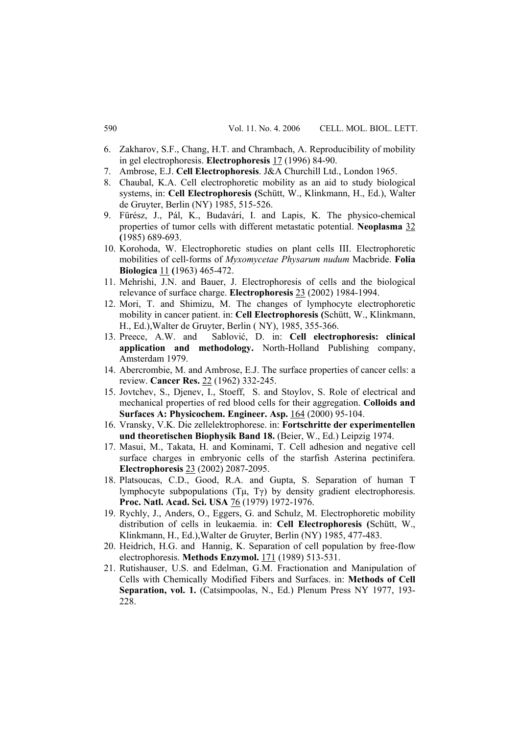6. Zakharov, S.F., Chang, H.T. and Chrambach, A. Reproducibility of mobility in gel electrophoresis. **Electrophoresis** 17 (1996) 84-90.
7. Ambrose, E.J. **Cell Electrophoresis**. J&A Churchill Ltd., London 1965.
8. Chaubal, K.A. Cell electrophoretic mobility as an aid to study biological systems, in: **Cell Electrophoresis (**Schütt, W., Klinkmann, H., Ed.), Walter de Gruyter, Berlin (NY) 1985, 515-526.
9. Fürész, J., Pál, K., Budavári, I. and Lapis, K. The physico-chemical properties of tumor cells with different metastatic potential. **Neoplasma** 32 **(**1985) 689-693.
10. Korohoda, W. Electrophoretic studies on plant cells III. Electrophoretic mobilities of cell-forms of *Myxomycetae Physarum nudum* Macbride. **Folia Biologica** 11 **(**1963) 465-472.
11. Mehrishi, J.N. and Bauer, J. Electrophoresis of cells and the biological relevance of surface charge. **Electrophoresis** 23 (2002) 1984-1994.
12. Mori, T. and Shimizu, M. The changes of lymphocyte electrophoretic mobility in cancer patient. in: **Cell Electrophoresis (**Schütt, W., Klinkmann, H., Ed.),Walter de Gruyter, Berlin ( NY), 1985, 355-366.
13. Preece, A.W. and Sablović, D. in: **Cell electrophoresis: clinical application and methodology.** North-Holland Publishing company, Amsterdam 1979.
14. Abercrombie, M. and Ambrose, E.J. The surface properties of cancer cells: a review. **Cancer Res.** 22 (1962) 332-245.
15. Jovtchev, S., Djenev, I., Stoeff, S. and Stoylov, S. Role of electrical and mechanical properties of red blood cells for their aggregation. **Colloids and Surfaces A: Physicochem. Engineer. Asp.** 164 (2000) 95-104.
16. Vransky, V.K. Die zellelektrophorese. in: **Fortschritte der experimentellen und theoretischen Biophysik Band 18.** (Beier, W., Ed.) Leipzig 1974.
17. Masui, M., Takata, H. and Kominami, T. Cell adhesion and negative cell surface charges in embryonic cells of the starfish Asterina pectinifera. **Electrophoresis** 23 (2002) 2087-2095.
18. Platsoucas, C.D., Good, R.A. and Gupta, S. Separation of human T lymphocyte subpopulations ($T\mu$, $T\gamma$) by density gradient electrophoresis. **Proc. Natl. Acad. Sci. USA** 76 (1979) 1972-1976.
19. Rychly, J., Anders, O., Eggers, G. and Schulz, M. Electrophoretic mobility distribution of cells in leukaemia. in: **Cell Electrophoresis (**Schütt, W., Klinkmann, H., Ed.),Walter de Gruyter, Berlin (NY) 1985, 477-483.
20. Heidrich, H.G. and Hannig, K. Separation of cell population by free-flow electrophoresis. **Methods Enzymol.** 171 (1989) 513-531.
21. Rutishauser, U.S. and Edelman, G.M. Fractionation and Manipulation of Cells with Chemically Modified Fibers and Surfaces. in: **Methods of Cell Separation, vol. 1.** (Catsimpoolas, N., Ed.) Plenum Press NY 1977, 193-228.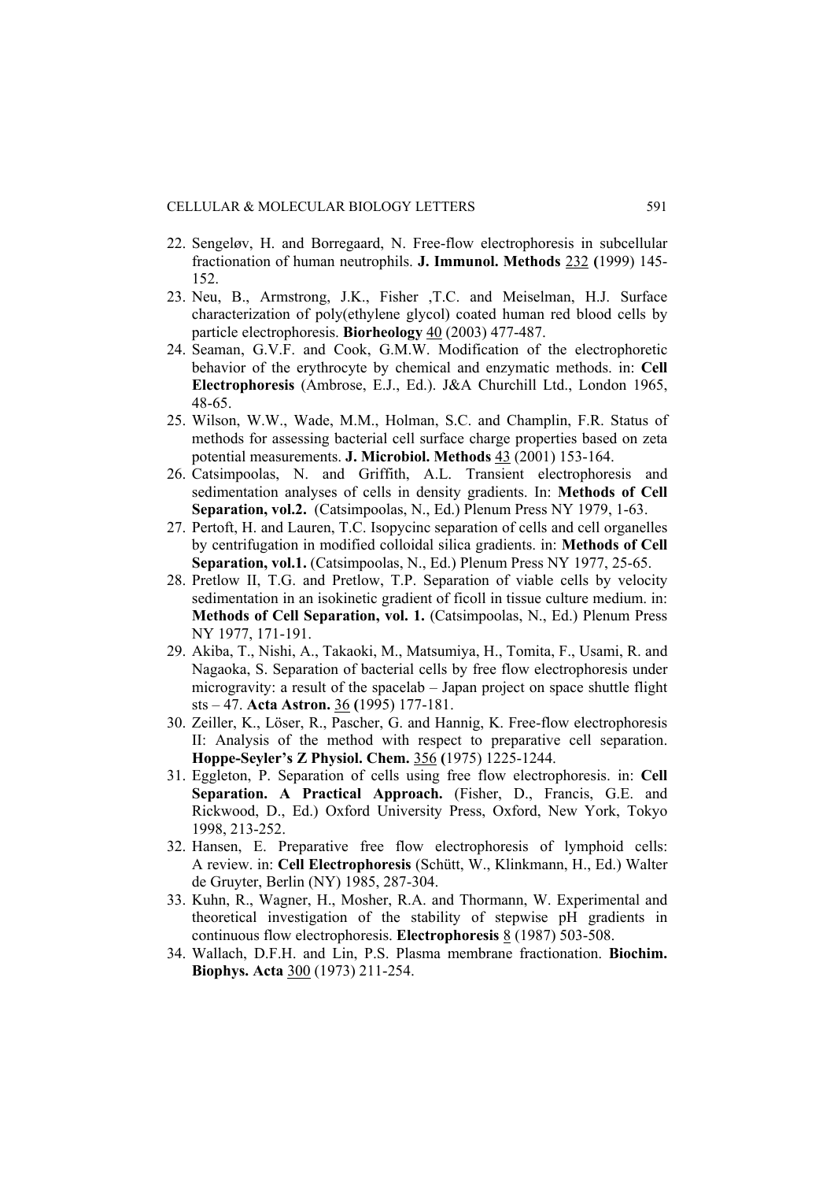22. Sengeløv, H. and Borregaard, N. Free-flow electrophoresis in subcellular fractionation of human neutrophils. **J. Immunol. Methods** 232 **(**1999) 145-152.
23. Neu, B., Armstrong, J.K., Fisher ,T.C. and Meiselman, H.J. Surface characterization of poly(ethylene glycol) coated human red blood cells by particle electrophoresis. **Biorheology** 40 (2003) 477-487.
24. Seaman, G.V.F. and Cook, G.M.W. Modification of the electrophoretic behavior of the erythrocyte by chemical and enzymatic methods. in: **Cell Electrophoresis** (Ambrose, E.J., Ed.). J&A Churchill Ltd., London 1965, 48-65.
25. Wilson, W.W., Wade, M.M., Holman, S.C. and Champlin, F.R. Status of methods for assessing bacterial cell surface charge properties based on zeta potential measurements. **J. Microbiol. Methods** 43 (2001) 153-164.
26. Catsimpoolas, N. and Griffith, A.L. Transient electrophoresis and sedimentation analyses of cells in density gradients. In: **Methods of Cell Separation, vol.2.** (Catsimpoolas, N., Ed.) Plenum Press NY 1979, 1-63.
27. Pertoft, H. and Lauren, T.C. Isopycinc separation of cells and cell organelles by centrifugation in modified colloidal silica gradients. in: **Methods of Cell Separation, vol.1.** (Catsimpoolas, N., Ed.) Plenum Press NY 1977, 25-65.
28. Pretlow II, T.G. and Pretlow, T.P. Separation of viable cells by velocity sedimentation in an isokinetic gradient of ficoll in tissue culture medium. in: **Methods of Cell Separation, vol. 1.** (Catsimpoolas, N., Ed.) Plenum Press NY 1977, 171-191.
29. Akiba, T., Nishi, A., Takaoki, M., Matsumiya, H., Tomita, F., Usami, R. and Nagaoka, S. Separation of bacterial cells by free flow electrophoresis under microgravity: a result of the spacelab – Japan project on space shuttle flight sts – 47. **Acta Astron.** 36 **(**1995) 177-181.
30. Zeiller, K., Löser, R., Pascher, G. and Hannig, K. Free-flow electrophoresis II: Analysis of the method with respect to preparative cell separation. **Hoppe-Seyler's Z Physiol. Chem.** 356 **(**1975) 1225-1244.
31. Eggleton, P. Separation of cells using free flow electrophoresis. in: **Cell Separation. A Practical Approach.** (Fisher, D., Francis, G.E. and Rickwood, D., Ed.) Oxford University Press, Oxford, New York, Tokyo 1998, 213-252.
32. Hansen, E. Preparative free flow electrophoresis of lymphoid cells: A review. in: **Cell Electrophoresis** (Schütt, W., Klinkmann, H., Ed.) Walter de Gruyter, Berlin (NY) 1985, 287-304.
33. Kuhn, R., Wagner, H., Mosher, R.A. and Thormann, W. Experimental and theoretical investigation of the stability of stepwise pH gradients in continuous flow electrophoresis. **Electrophoresis** 8 (1987) 503-508.
34. Wallach, D.F.H. and Lin, P.S. Plasma membrane fractionation. **Biochim. Biophys. Acta** 300 (1973) 211-254.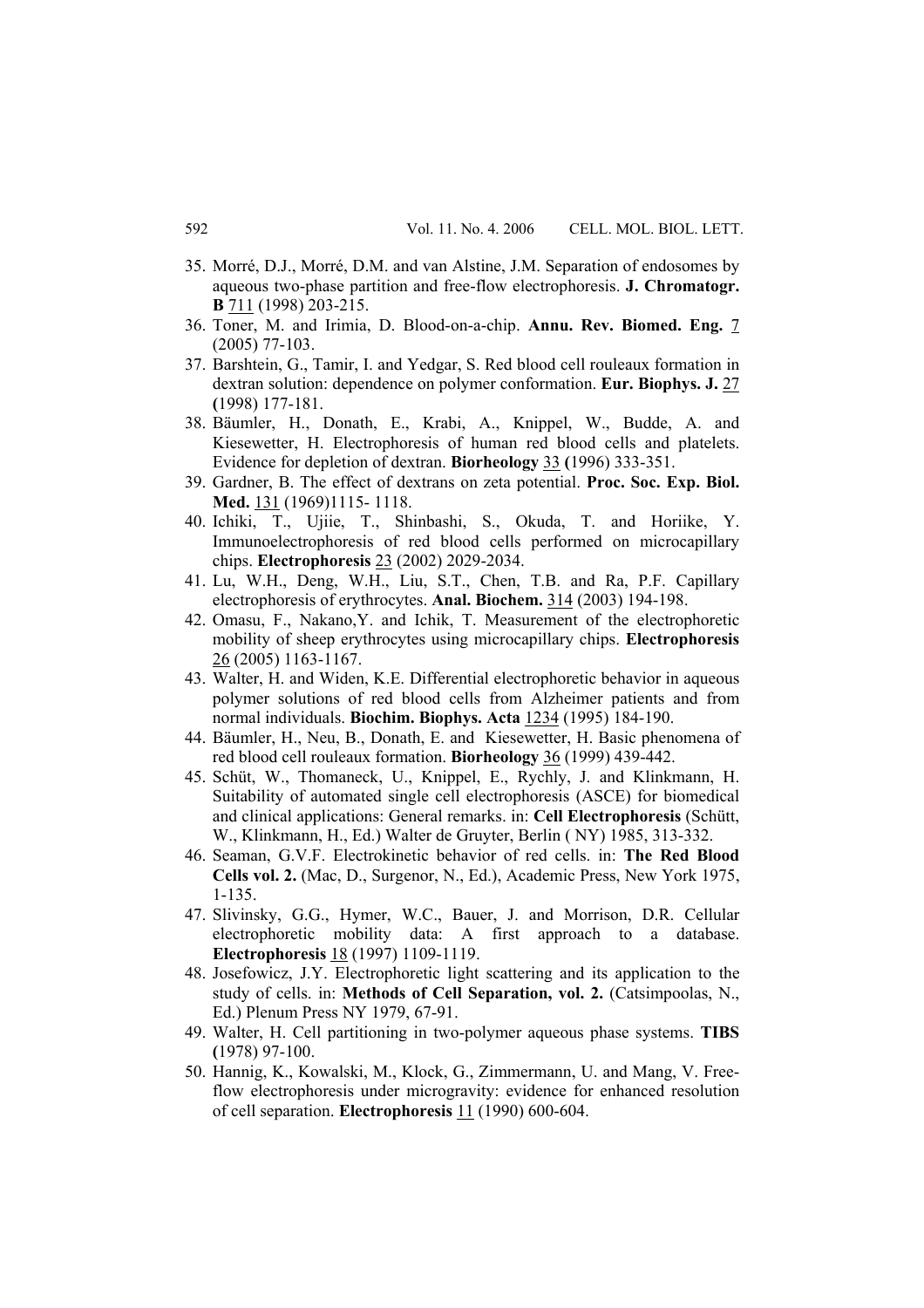35. Morré, D.J., Morré, D.M. and van Alstine, J.M. Separation of endosomes by aqueous two-phase partition and free-flow electrophoresis. **J. Chromatogr. B** 711 (1998) 203-215.
36. Toner, M. and Irimia, D. Blood-on-a-chip. **Annu. Rev. Biomed. Eng.** 7 (2005) 77-103.
37. Barshtein, G., Tamir, I. and Yedgar, S. Red blood cell rouleaux formation in dextran solution: dependence on polymer conformation. **Eur. Biophys. J.** 27 **(**1998) 177-181.
38. Bäumler, H., Donath, E., Krabi, A., Knippel, W., Budde, A. and Kiesewetter, H. Electrophoresis of human red blood cells and platelets. Evidence for depletion of dextran. **Biorheology** 33 **(**1996) 333-351.
39. Gardner, B. The effect of dextrans on zeta potential. **Proc. Soc. Exp. Biol. Med.** 131 (1969)1115- 1118.
40. Ichiki, T., Ujiie, T., Shinbashi, S., Okuda, T. and Horiike, Y. Immunoelectrophoresis of red blood cells performed on microcapillary chips. **Electrophoresis** 23 (2002) 2029-2034.
41. Lu, W.H., Deng, W.H., Liu, S.T., Chen, T.B. and Ra, P.F. Capillary electrophoresis of erythrocytes. **Anal. Biochem.** 314 (2003) 194-198.
42. Omasu, F., Nakano,Y. and Ichik, T. Measurement of the electrophoretic mobility of sheep erythrocytes using microcapillary chips. **Electrophoresis** 26 (2005) 1163-1167.
43. Walter, H. and Widen, K.E. Differential electrophoretic behavior in aqueous polymer solutions of red blood cells from Alzheimer patients and from normal individuals. **Biochim. Biophys. Acta** 1234 (1995) 184-190.
44. Bäumler, H., Neu, B., Donath, E. and Kiesewetter, H. Basic phenomena of red blood cell rouleaux formation. **Biorheology** 36 (1999) 439-442.
45. Schüt, W., Thomaneck, U., Knippel, E., Rychly, J. and Klinkmann, H. Suitability of automated single cell electrophoresis (ASCE) for biomedical and clinical applications: General remarks. in: **Cell Electrophoresis** (Schütt, W., Klinkmann, H., Ed.) Walter de Gruyter, Berlin ( NY) 1985, 313-332.
46. Seaman, G.V.F. Electrokinetic behavior of red cells. in: **The Red Blood Cells vol. 2.** (Mac, D., Surgenor, N., Ed.), Academic Press, New York 1975, 1-135.
47. Slivinsky, G.G., Hymer, W.C., Bauer, J. and Morrison, D.R. Cellular electrophoretic mobility data: A first approach to a database. **Electrophoresis** 18 (1997) 1109-1119.
48. Josefowicz, J.Y. Electrophoretic light scattering and its application to the study of cells. in: **Methods of Cell Separation, vol. 2.** (Catsimpoolas, N., Ed.) Plenum Press NY 1979, 67-91.
49. Walter, H. Cell partitioning in two-polymer aqueous phase systems. **TIBS (**1978) 97-100.
50. Hannig, K., Kowalski, M., Klock, G., Zimmermann, U. and Mang, V. Free-flow electrophoresis under microgravity: evidence for enhanced resolution of cell separation. **Electrophoresis** 11 (1990) 600-604.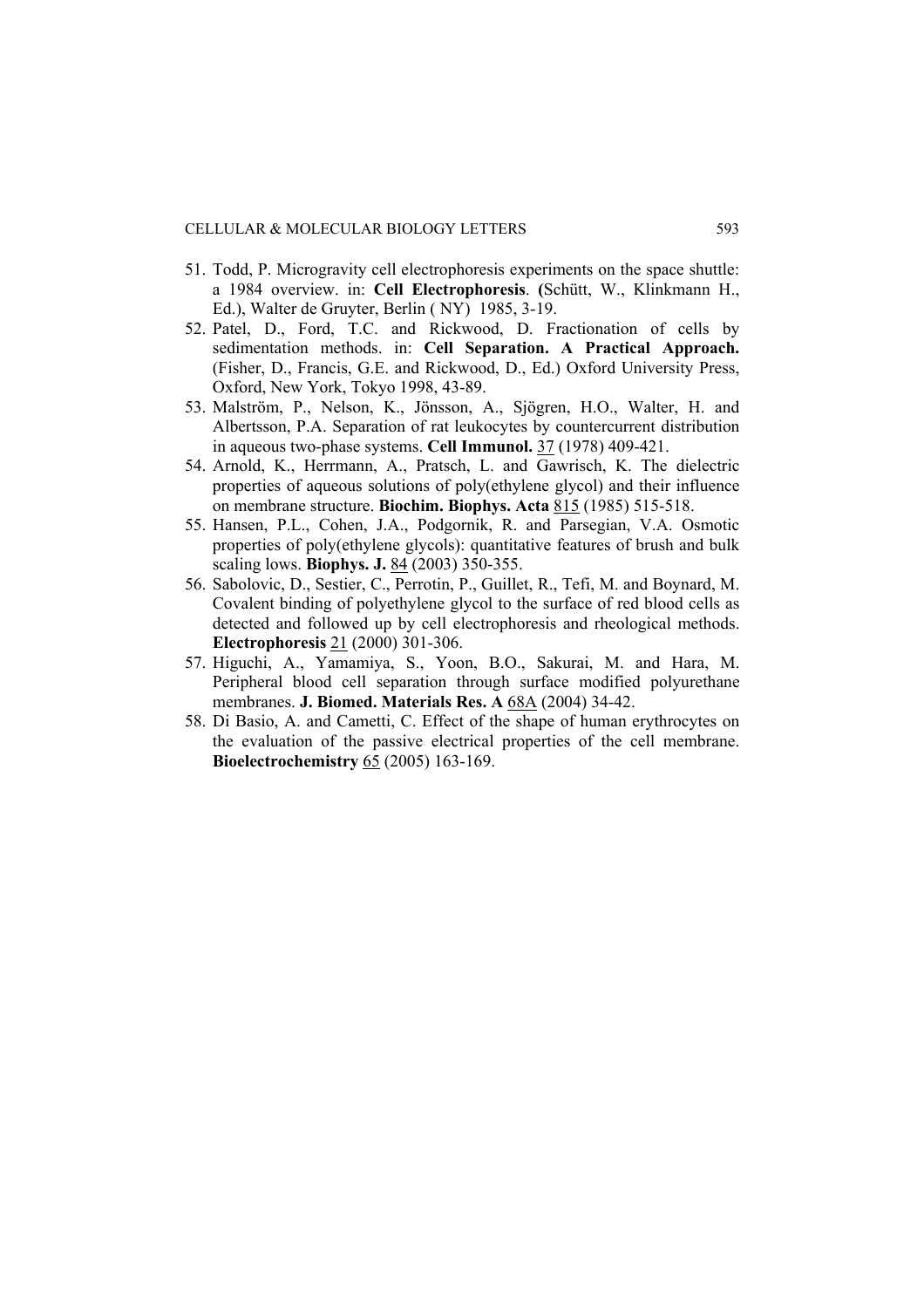51. Todd, P. Microgravity cell electrophoresis experiments on the space shuttle: a 1984 overview. in: **Cell Electrophoresis**. **(**Schütt, W., Klinkmann H., Ed.), Walter de Gruyter, Berlin ( NY) 1985, 3-19.
52. Patel, D., Ford, T.C. and Rickwood, D. Fractionation of cells by sedimentation methods. in: **Cell Separation. A Practical Approach.** (Fisher, D., Francis, G.E. and Rickwood, D., Ed.) Oxford University Press, Oxford, New York, Tokyo 1998, 43-89.
53. Malström, P., Nelson, K., Jönsson, A., Sjögren, H.O., Walter, H. and Albertsson, P.A. Separation of rat leukocytes by countercurrent distribution in aqueous two-phase systems. **Cell Immunol.** 37 (1978) 409-421.
54. Arnold, K., Herrmann, A., Pratsch, L. and Gawrisch, K. The dielectric properties of aqueous solutions of poly(ethylene glycol) and their influence on membrane structure. **Biochim. Biophys. Acta** 815 (1985) 515-518.
55. Hansen, P.L., Cohen, J.A., Podgornik, R. and Parsegian, V.A. Osmotic properties of poly(ethylene glycols): quantitative features of brush and bulk scaling lows. **Biophys. J.** 84 (2003) 350-355.
56. Sabolovic, D., Sestier, C., Perrotin, P., Guillet, R., Tefi, M. and Boynard, M. Covalent binding of polyethylene glycol to the surface of red blood cells as detected and followed up by cell electrophoresis and rheological methods. **Electrophoresis** 21 (2000) 301-306.
57. Higuchi, A., Yamamiya, S., Yoon, B.O., Sakurai, M. and Hara, M. Peripheral blood cell separation through surface modified polyurethane membranes. **J. Biomed. Materials Res. A** 68A (2004) 34-42.
58. Di Basio, A. and Cametti, C. Effect of the shape of human erythrocytes on the evaluation of the passive electrical properties of the cell membrane. **Bioelectrochemistry** 65 (2005) 163-169.